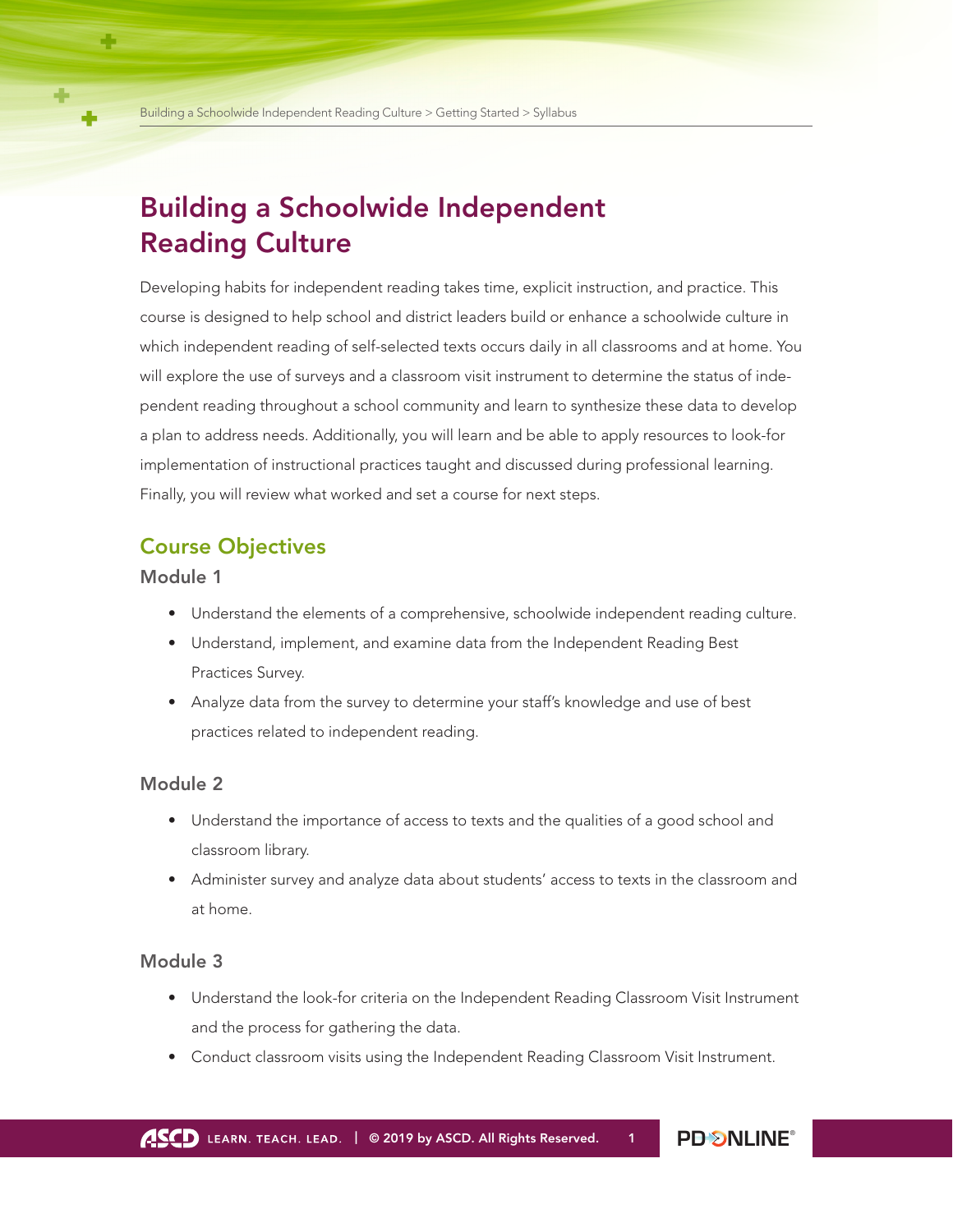# Building a Schoolwide Independent Reading Culture

Developing habits for independent reading takes time, explicit instruction, and practice. This course is designed to help school and district leaders build or enhance a schoolwide culture in which independent reading of self-selected texts occurs daily in all classrooms and at home. You will explore the use of surveys and a classroom visit instrument to determine the status of independent reading throughout a school community and learn to synthesize these data to develop a plan to address needs. Additionally, you will learn and be able to apply resources to look-for implementation of instructional practices taught and discussed during professional learning. Finally, you will review what worked and set a course for next steps.

## Course Objectives

### Module 1

- Understand the elements of a comprehensive, schoolwide independent reading culture.
- Understand, implement, and examine data from the Independent Reading Best Practices Survey.
- Analyze data from the survey to determine your staff's knowledge and use of best practices related to independent reading.

### Module 2

- Understand the importance of access to texts and the qualities of a good school and classroom library.
- Administer survey and analyze data about students' access to texts in the classroom and at home.

### Module 3

- Understand the look-for criteria on the Independent Reading Classroom Visit Instrument and the process for gathering the data.
- Conduct classroom visits using the Independent Reading Classroom Visit Instrument.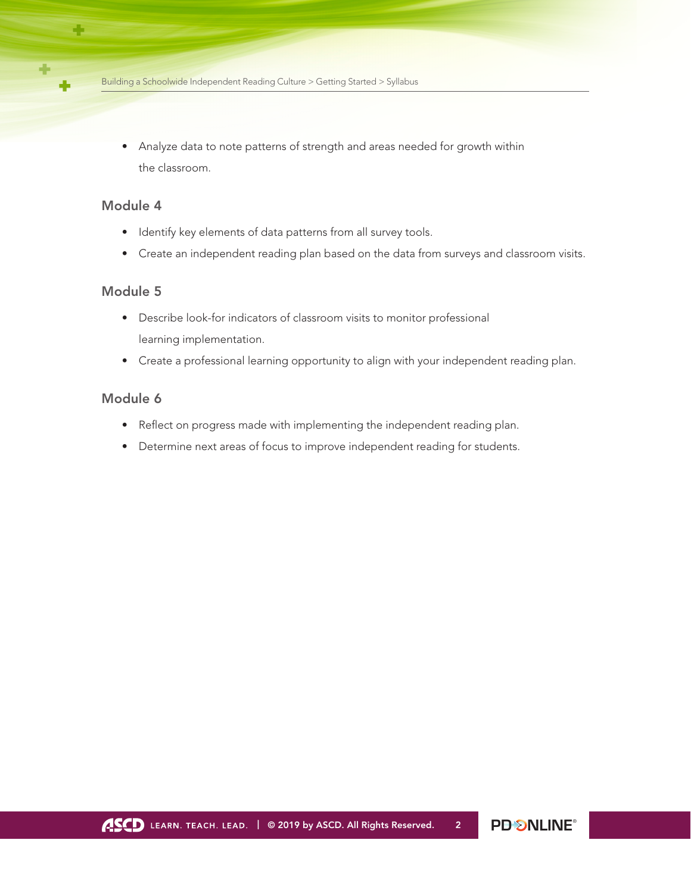- Analyze data to note patterns of strength and areas needed for growth within the classroom.

## Module 4

- Identify key elements of data patterns from all survey tools.
- Create an independent reading plan based on the data from surveys and classroom visits.

## Module 5

- Describe look-for indicators of classroom visits to monitor professional learning implementation.
- Create a professional learning opportunity to align with your independent reading plan.

## Module 6

- Reflect on progress made with implementing the independent reading plan.
- Determine next areas of focus to improve independent reading for students.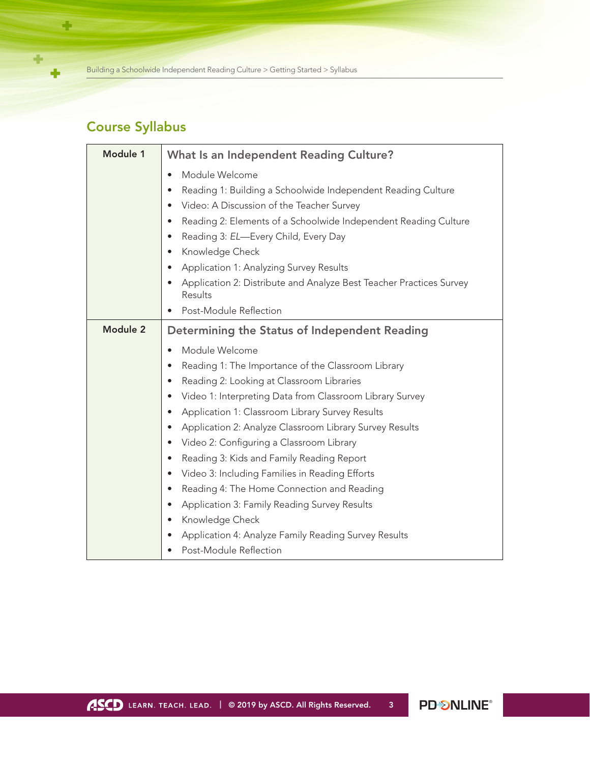## Course Syllabus

| Module | Content |
|---|---|
| **Module 1** | **What Is an Independent Reading Culture?**<br>• Module Welcome<br>• Reading 1: Building a Schoolwide Independent Reading Culture<br>• Video: A Discussion of the Teacher Survey<br>• Reading 2: Elements of a Schoolwide Independent Reading Culture<br>• Reading 3: *EL*—Every Child, Every Day<br>• Knowledge Check<br>• Application 1: Analyzing Survey Results<br>• Application 2: Distribute and Analyze Best Teacher Practices Survey Results<br>• Post-Module Reflection |
| **Module 2** | **Determining the Status of Independent Reading**<br>• Module Welcome<br>• Reading 1: The Importance of the Classroom Library<br>• Reading 2: Looking at Classroom Libraries<br>• Video 1: Interpreting Data from Classroom Library Survey<br>• Application 1: Classroom Library Survey Results<br>• Application 2: Analyze Classroom Library Survey Results<br>• Video 2: Configuring a Classroom Library<br>• Reading 3: Kids and Family Reading Report<br>• Video 3: Including Families in Reading Efforts<br>• Reading 4: The Home Connection and Reading<br>• Application 3: Family Reading Survey Results<br>• Knowledge Check<br>• Application 4: Analyze Family Reading Survey Results<br>• Post-Module Reflection |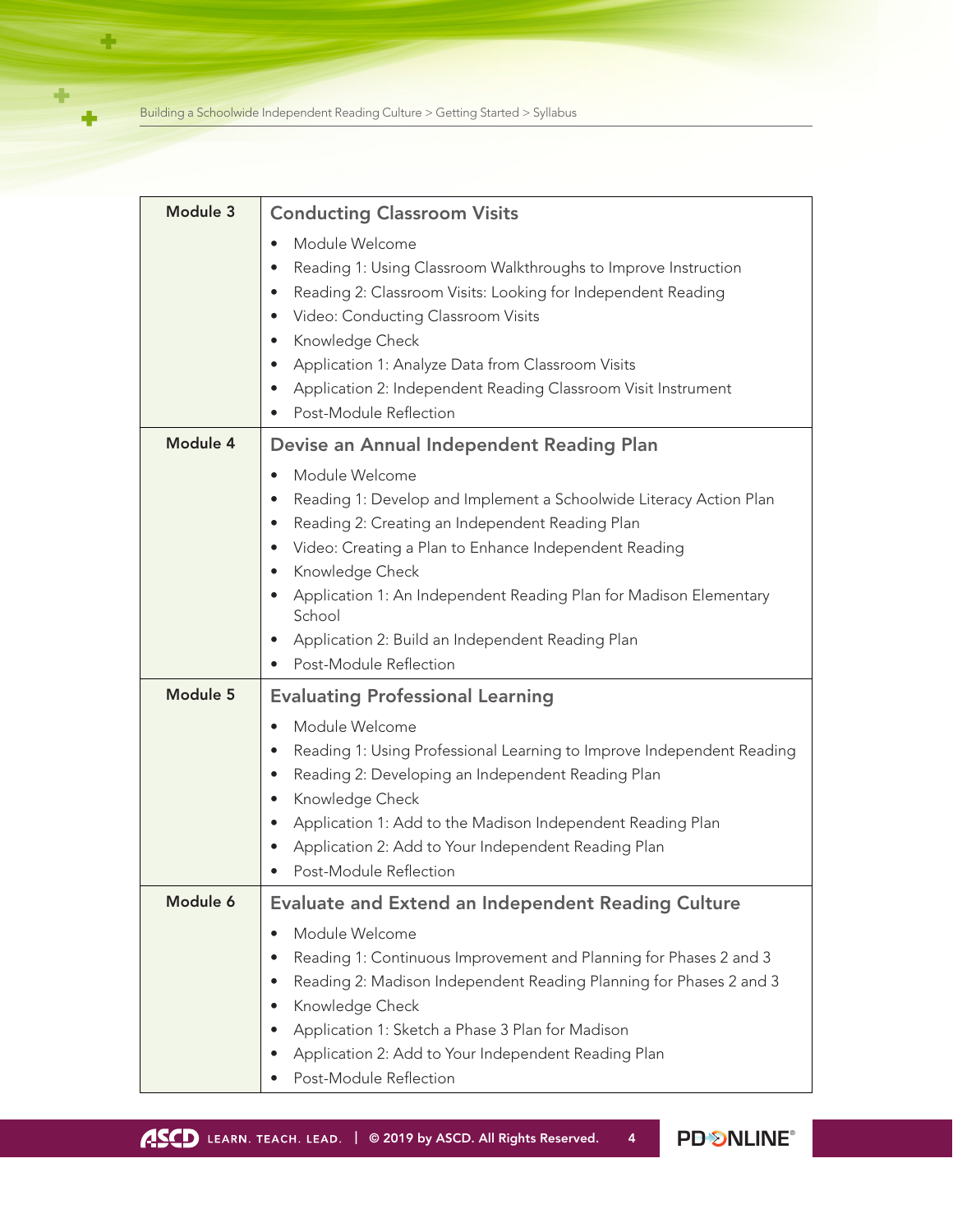| Module | Content |
|---|---|
| **Module 3** | **Conducting Classroom Visits**<br>• Module Welcome<br>• Reading 1: Using Classroom Walkthroughs to Improve Instruction<br>• Reading 2: Classroom Visits: Looking for Independent Reading<br>• Video: Conducting Classroom Visits<br>• Knowledge Check<br>• Application 1: Analyze Data from Classroom Visits<br>• Application 2: Independent Reading Classroom Visit Instrument<br>• Post-Module Reflection |
| **Module 4** | **Devise an Annual Independent Reading Plan**<br>• Module Welcome<br>• Reading 1: Develop and Implement a Schoolwide Literacy Action Plan<br>• Reading 2: Creating an Independent Reading Plan<br>• Video: Creating a Plan to Enhance Independent Reading<br>• Knowledge Check<br>• Application 1: An Independent Reading Plan for Madison Elementary School<br>• Application 2: Build an Independent Reading Plan<br>• Post-Module Reflection |
| **Module 5** | **Evaluating Professional Learning**<br>• Module Welcome<br>• Reading 1: Using Professional Learning to Improve Independent Reading<br>• Reading 2: Developing an Independent Reading Plan<br>• Knowledge Check<br>• Application 1: Add to the Madison Independent Reading Plan<br>• Application 2: Add to Your Independent Reading Plan<br>• Post-Module Reflection |
| **Module 6** | **Evaluate and Extend an Independent Reading Culture**<br>• Module Welcome<br>• Reading 1: Continuous Improvement and Planning for Phases 2 and 3<br>• Reading 2: Madison Independent Reading Planning for Phases 2 and 3<br>• Knowledge Check<br>• Application 1: Sketch a Phase 3 Plan for Madison<br>• Application 2: Add to Your Independent Reading Plan<br>• Post-Module Reflection |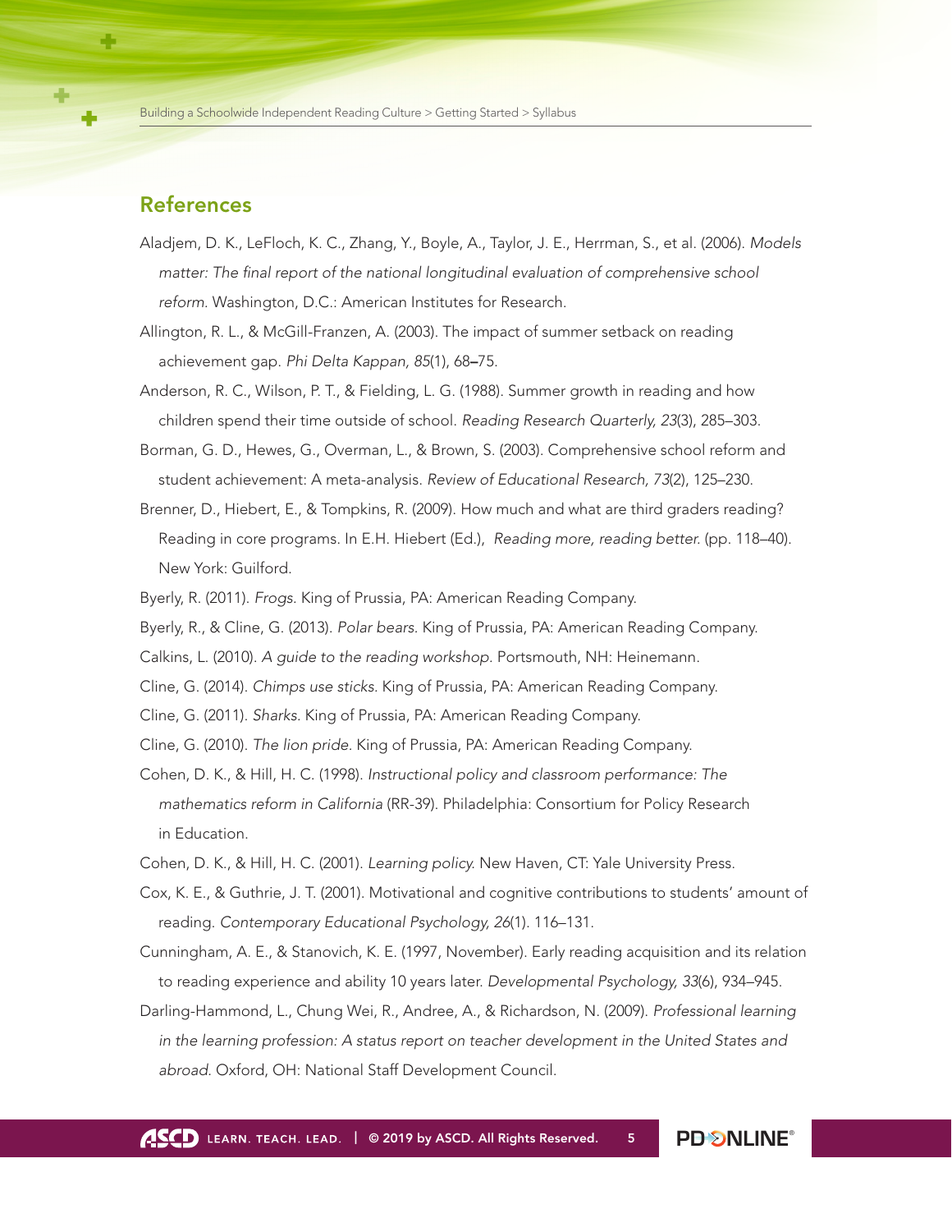## References

Aladjem, D. K., LeFloch, K. C., Zhang, Y., Boyle, A., Taylor, J. E., Herrman, S., et al. (2006). *Models matter: The final report of the national longitudinal evaluation of comprehensive school reform.* Washington, D.C.: American Institutes for Research.

Allington, R. L., & McGill-Franzen, A. (2003). The impact of summer setback on reading achievement gap. *Phi Delta Kappan, 85*(1), 68–75.

Anderson, R. C., Wilson, P. T., & Fielding, L. G. (1988). Summer growth in reading and how children spend their time outside of school. *Reading Research Quarterly, 23*(3), 285–303.

Borman, G. D., Hewes, G., Overman, L., & Brown, S. (2003). Comprehensive school reform and student achievement: A meta-analysis. *Review of Educational Research, 73*(2), 125–230.

Brenner, D., Hiebert, E., & Tompkins, R. (2009). How much and what are third graders reading? Reading in core programs. In E.H. Hiebert (Ed.), *Reading more, reading better.* (pp. 118–40). New York: Guilford.

Byerly, R. (2011). *Frogs.* King of Prussia, PA: American Reading Company.

Byerly, R., & Cline, G. (2013). *Polar bears.* King of Prussia, PA: American Reading Company.

Calkins, L. (2010). *A guide to the reading workshop.* Portsmouth, NH: Heinemann.

Cline, G. (2014). *Chimps use sticks.* King of Prussia, PA: American Reading Company.

Cline, G. (2011). *Sharks.* King of Prussia, PA: American Reading Company.

Cline, G. (2010). *The lion pride.* King of Prussia, PA: American Reading Company.

Cohen, D. K., & Hill, H. C. (1998). *Instructional policy and classroom performance: The mathematics reform in California* (RR-39). Philadelphia: Consortium for Policy Research in Education.

Cohen, D. K., & Hill, H. C. (2001). *Learning policy.* New Haven, CT: Yale University Press.

Cox, K. E., & Guthrie, J. T. (2001). Motivational and cognitive contributions to students' amount of reading. *Contemporary Educational Psychology, 26*(1). 116–131.

Cunningham, A. E., & Stanovich, K. E. (1997, November). Early reading acquisition and its relation to reading experience and ability 10 years later. *Developmental Psychology, 33*(6), 934–945.

Darling-Hammond, L., Chung Wei, R., Andree, A., & Richardson, N. (2009). *Professional learning in the learning profession: A status report on teacher development in the United States and abroad.* Oxford, OH: National Staff Development Council.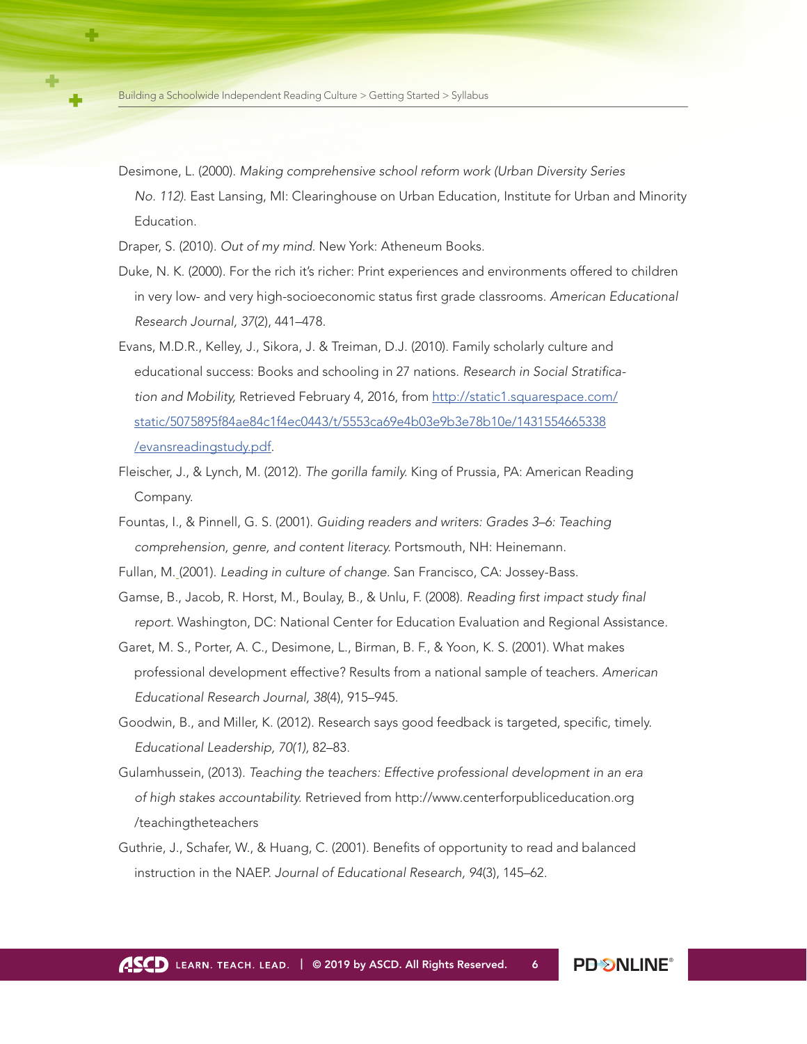Desimone, L. (2000). *Making comprehensive school reform work (Urban Diversity Series No. 112).* East Lansing, MI: Clearinghouse on Urban Education, Institute for Urban and Minority Education.

Draper, S. (2010). *Out of my mind.* New York: Atheneum Books.

Duke, N. K. (2000). For the rich it's richer: Print experiences and environments offered to children in very low- and very high-socioeconomic status first grade classrooms. *American Educational Research Journal, 37*(2), 441–478.

Evans, M.D.R., Kelley, J., Sikora, J. & Treiman, D.J. (2010). Family scholarly culture and educational success: Books and schooling in 27 nations. *Research in Social Stratification and Mobility,* Retrieved February 4, 2016, from [http://static1.squarespace.com/static/5075895f84ae84c1f4ec0443/t/5553ca69e4b03e9b3e78b10e/1431554665338/evansreadingstudy.pdf](http://static1.squarespace.com/static/5075895f84ae84c1f4ec0443/t/5553ca69e4b03e9b3e78b10e/1431554665338/evansreadingstudy.pdf).

Fleischer, J., & Lynch, M. (2012). *The gorilla family.* King of Prussia, PA: American Reading Company.

Fountas, I., & Pinnell, G. S. (2001). *Guiding readers and writers: Grades 3–6: Teaching comprehension, genre, and content literacy.* Portsmouth, NH: Heinemann.

Fullan, M. (2001). *Leading in culture of change.* San Francisco, CA: Jossey-Bass.

Gamse, B., Jacob, R. Horst, M., Boulay, B., & Unlu, F. (2008). *Reading first impact study final report.* Washington, DC: National Center for Education Evaluation and Regional Assistance.

Garet, M. S., Porter, A. C., Desimone, L., Birman, B. F., & Yoon, K. S. (2001). What makes professional development effective? Results from a national sample of teachers. *American Educational Research Journal, 38*(4), 915–945.

Goodwin, B., and Miller, K. (2012). Research says good feedback is targeted, specific, timely. *Educational Leadership, 70(1),* 82–83.

Gulamhussein, (2013). *Teaching the teachers: Effective professional development in an era of high stakes accountability.* Retrieved from http://www.centerforpubliceducation.org/teachingtheteachers

Guthrie, J., Schafer, W., & Huang, C. (2001). Benefits of opportunity to read and balanced instruction in the NAEP. *Journal of Educational Research, 94*(3), 145–62.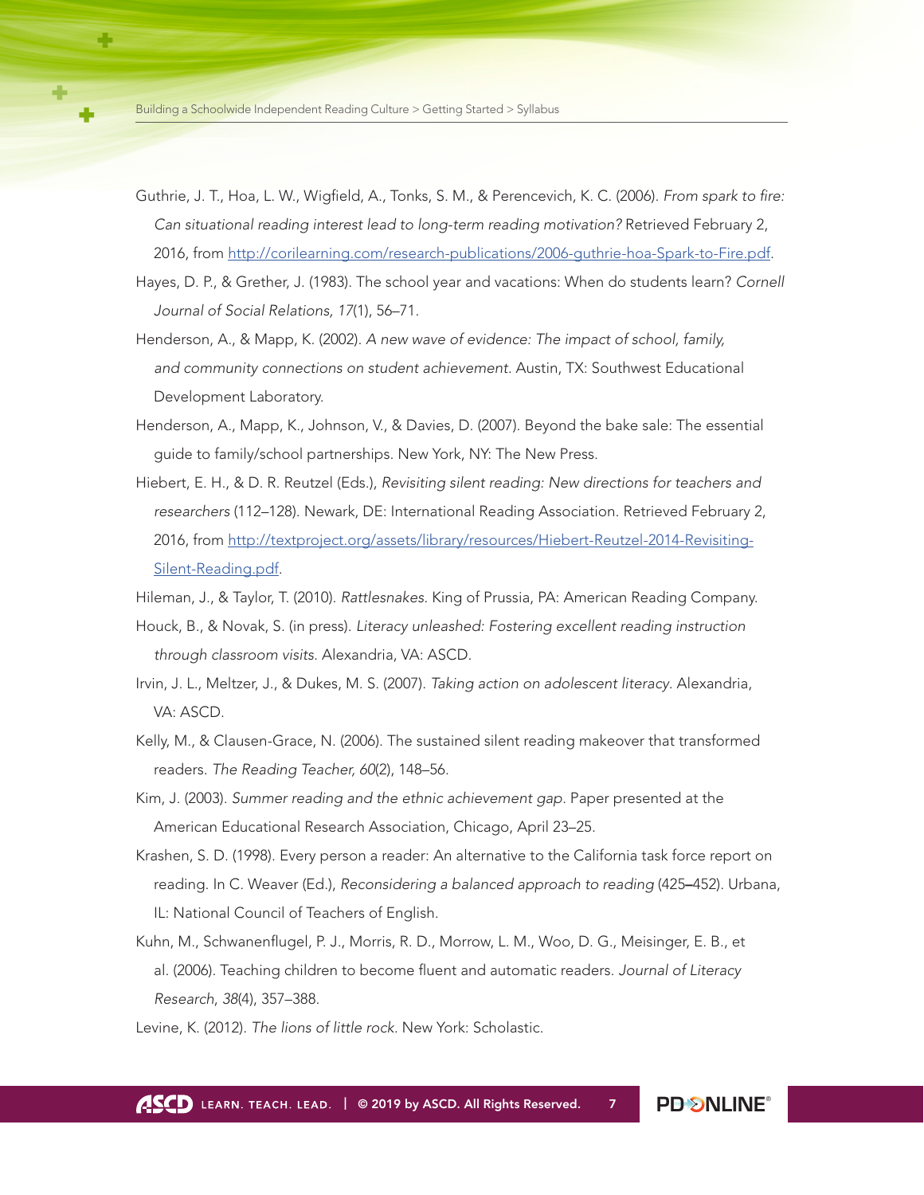Guthrie, J. T., Hoa, L. W., Wigfield, A., Tonks, S. M., & Perencevich, K. C. (2006). *From spark to fire: Can situational reading interest lead to long-term reading motivation?* Retrieved February 2, 2016, from [http://corilearning.com/research-publications/2006-guthrie-hoa-Spark-to-Fire.pdf](http://corilearning.com/research-publications/2006-guthrie-hoa-Spark-to-Fire.pdf).

Hayes, D. P., & Grether, J. (1983). The school year and vacations: When do students learn? *Cornell Journal of Social Relations, 17*(1), 56–71.

Henderson, A., & Mapp, K. (2002). *A new wave of evidence: The impact of school, family, and community connections on student achievement*. Austin, TX: Southwest Educational Development Laboratory.

Henderson, A., Mapp, K., Johnson, V., & Davies, D. (2007). Beyond the bake sale: The essential guide to family/school partnerships. New York, NY: The New Press.

Hiebert, E. H., & D. R. Reutzel (Eds.), *Revisiting silent reading: New directions for teachers and researchers* (112–128). Newark, DE: International Reading Association. Retrieved February 2, 2016, from [http://textproject.org/assets/library/resources/Hiebert-Reutzel-2014-Revisiting-Silent-Reading.pdf](http://textproject.org/assets/library/resources/Hiebert-Reutzel-2014-Revisiting-Silent-Reading.pdf).

Hileman, J., & Taylor, T. (2010). *Rattlesnakes.* King of Prussia, PA: American Reading Company.

Houck, B., & Novak, S. (in press). *Literacy unleashed: Fostering excellent reading instruction through classroom visits.* Alexandria, VA: ASCD.

Irvin, J. L., Meltzer, J., & Dukes, M. S. (2007). *Taking action on adolescent literacy*. Alexandria, VA: ASCD.

Kelly, M., & Clausen-Grace, N. (2006). The sustained silent reading makeover that transformed readers. *The Reading Teacher, 60*(2), 148–56.

Kim, J. (2003). *Summer reading and the ethnic achievement gap*. Paper presented at the American Educational Research Association, Chicago, April 23–25.

Krashen, S. D. (1998). Every person a reader: An alternative to the California task force report on reading. In C. Weaver (Ed.), *Reconsidering a balanced approach to reading* (425–452). Urbana, IL: National Council of Teachers of English.

Kuhn, M., Schwanenflugel, P. J., Morris, R. D., Morrow, L. M., Woo, D. G., Meisinger, E. B., et al. (2006). Teaching children to become fluent and automatic readers. *Journal of Literacy Research, 38*(4), 357–388.

Levine, K. (2012). *The lions of little rock*. New York: Scholastic.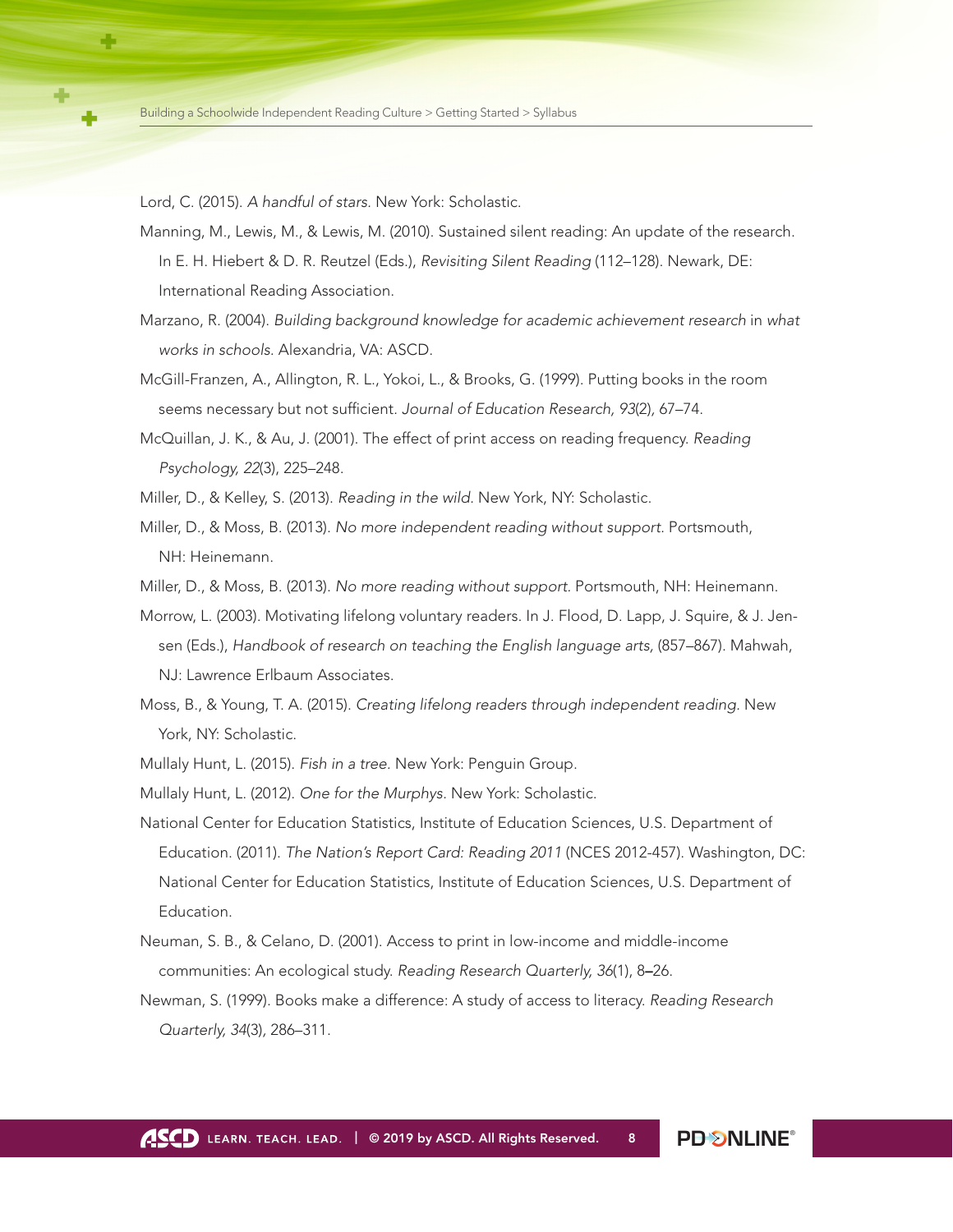Lord, C. (2015). *A handful of stars.* New York: Scholastic.

Manning, M., Lewis, M., & Lewis, M. (2010). Sustained silent reading: An update of the research. In E. H. Hiebert & D. R. Reutzel (Eds.), *Revisiting Silent Reading* (112–128). Newark, DE: International Reading Association.

Marzano, R. (2004). *Building background knowledge for academic achievement research* in *what works in schools.* Alexandria, VA: ASCD.

McGill-Franzen, A., Allington, R. L., Yokoi, L., & Brooks, G. (1999). Putting books in the room seems necessary but not sufficient. *Journal of Education Research, 93*(2), 67–74.

McQuillan, J. K., & Au, J. (2001). The effect of print access on reading frequency. *Reading Psychology, 22*(3), 225–248.

Miller, D., & Kelley, S. (2013). *Reading in the wild.* New York, NY: Scholastic.

Miller, D., & Moss, B. (2013). *No more independent reading without support.* Portsmouth, NH: Heinemann.

Miller, D., & Moss, B. (2013). *No more reading without support.* Portsmouth, NH: Heinemann.

Morrow, L. (2003). Motivating lifelong voluntary readers. In J. Flood, D. Lapp, J. Squire, & J. Jensen (Eds.), *Handbook of research on teaching the English language arts,* (857–867). Mahwah, NJ: Lawrence Erlbaum Associates.

Moss, B., & Young, T. A. (2015). *Creating lifelong readers through independent reading.* New York, NY: Scholastic.

Mullaly Hunt, L. (2015). *Fish in a tree.* New York: Penguin Group.

Mullaly Hunt, L. (2012). *One for the Murphys.* New York: Scholastic.

National Center for Education Statistics, Institute of Education Sciences, U.S. Department of Education. (2011). *The Nation's Report Card: Reading 2011* (NCES 2012-457). Washington, DC: National Center for Education Statistics, Institute of Education Sciences, U.S. Department of Education.

Neuman, S. B., & Celano, D. (2001). Access to print in low-income and middle-income communities: An ecological study. *Reading Research Quarterly, 36*(1), 8–26.

Newman, S. (1999). Books make a difference: A study of access to literacy. *Reading Research Quarterly, 34*(3), 286–311.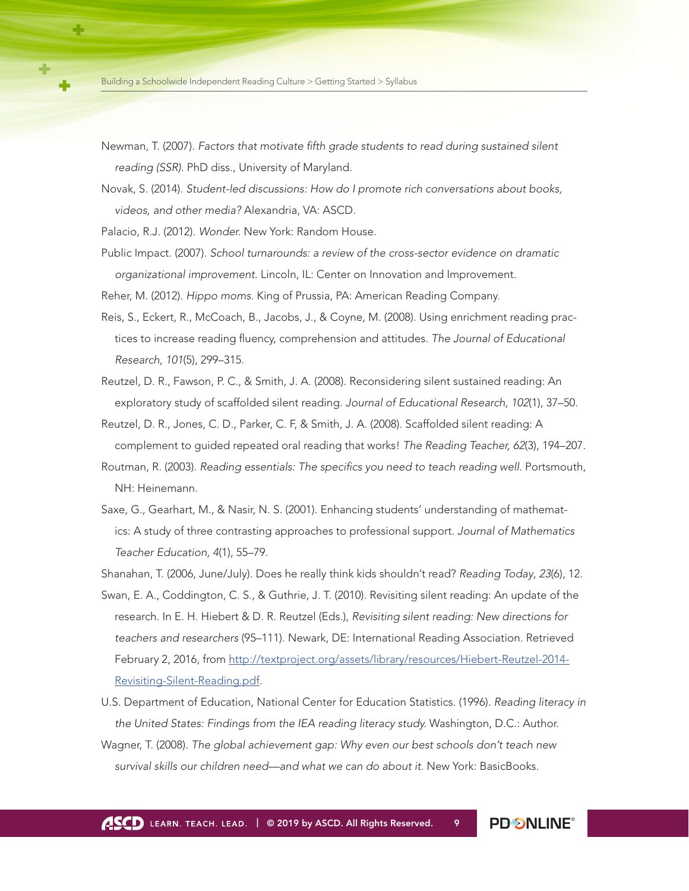Newman, T. (2007). *Factors that motivate fifth grade students to read during sustained silent reading (SSR).* PhD diss., University of Maryland.

Novak, S. (2014). *Student-led discussions: How do I promote rich conversations about books, videos, and other media?* Alexandria, VA: ASCD.

Palacio, R.J. (2012). *Wonder.* New York: Random House.

Public Impact. (2007). *School turnarounds: a review of the cross-sector evidence on dramatic organizational improvement.* Lincoln, IL: Center on Innovation and Improvement.

Reher, M. (2012). *Hippo moms.* King of Prussia, PA: American Reading Company.

Reis, S., Eckert, R., McCoach, B., Jacobs, J., & Coyne, M. (2008). Using enrichment reading practices to increase reading fluency, comprehension and attitudes. *The Journal of Educational Research, 101*(5), 299–315.

Reutzel, D. R., Fawson, P. C., & Smith, J. A. (2008). Reconsidering silent sustained reading: An exploratory study of scaffolded silent reading. *Journal of Educational Research, 102*(1), 37–50.

Reutzel, D. R., Jones, C. D., Parker, C. F, & Smith, J. A. (2008). Scaffolded silent reading: A complement to guided repeated oral reading that works! *The Reading Teacher, 62*(3), 194–207.

Routman, R. (2003). *Reading essentials: The specifics you need to teach reading well.* Portsmouth, NH: Heinemann.

Saxe, G., Gearhart, M., & Nasir, N. S. (2001). Enhancing students' understanding of mathematics: A study of three contrasting approaches to professional support. *Journal of Mathematics Teacher Education, 4*(1), 55–79.

Shanahan, T. (2006, June/July). Does he really think kids shouldn't read? *Reading Today*, *23*(6), 12.

Swan, E. A., Coddington, C. S., & Guthrie, J. T. (2010). Revisiting silent reading: An update of the research. In E. H. Hiebert & D. R. Reutzel (Eds.), *Revisiting silent reading: New directions for teachers and researchers* (95–111). Newark, DE: International Reading Association. Retrieved February 2, 2016, from http://textproject.org/assets/library/resources/Hiebert-Reutzel-2014-Revisiting-Silent-Reading.pdf.

U.S. Department of Education, National Center for Education Statistics. (1996). *Reading literacy in the United States: Findings from the IEA reading literacy study.* Washington, D.C.: Author.

Wagner, T. (2008). *The global achievement gap: Why even our best schools don't teach new survival skills our children need—and what we can do about it.* New York: BasicBooks.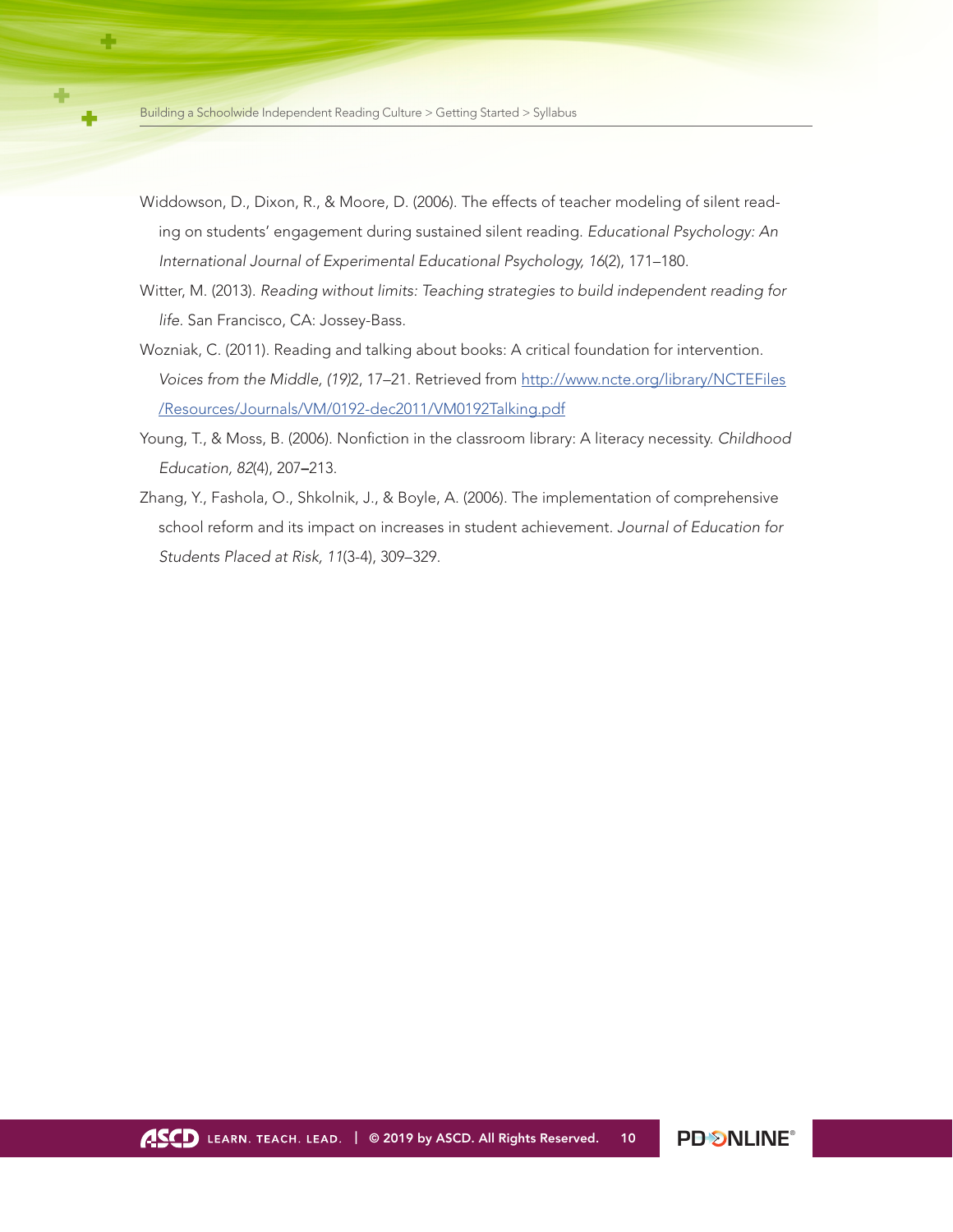Widdowson, D., Dixon, R., & Moore, D. (2006). The effects of teacher modeling of silent reading on students' engagement during sustained silent reading. *Educational Psychology: An International Journal of Experimental Educational Psychology, 16*(2), 171–180.

Witter, M. (2013). *Reading without limits: Teaching strategies to build independent reading for life.* San Francisco, CA: Jossey-Bass.

Wozniak, C. (2011). Reading and talking about books: A critical foundation for intervention. *Voices from the Middle, (19)*2, 17–21. Retrieved from [http://www.ncte.org/library/NCTEFiles/Resources/Journals/VM/0192-dec2011/VM0192Talking.pdf](http://www.ncte.org/library/NCTEFiles/Resources/Journals/VM/0192-dec2011/VM0192Talking.pdf)

Young, T., & Moss, B. (2006). Nonfiction in the classroom library: A literacy necessity. *Childhood Education, 82*(4), 207–213.

Zhang, Y., Fashola, O., Shkolnik, J., & Boyle, A. (2006). The implementation of comprehensive school reform and its impact on increases in student achievement. *Journal of Education for Students Placed at Risk, 11*(3-4), 309–329.